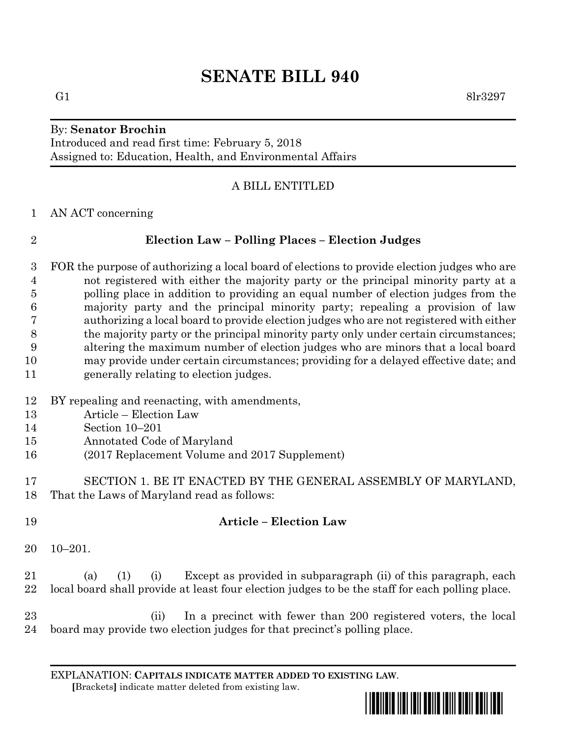# SENATE BILL 940

G1 8lr3297

By: **Senator Brochin**
Introduced and read first time: February 5, 2018
Assigned to: Education, Health, and Environmental Affairs

A BILL ENTITLED

AN ACT concerning

**Election Law – Polling Places – Election Judges**

FOR the purpose of authorizing a local board of elections to provide election judges who are not registered with either the majority party or the principal minority party at a polling place in addition to providing an equal number of election judges from the majority party and the principal minority party; repealing a provision of law authorizing a local board to provide election judges who are not registered with either the majority party or the principal minority party only under certain circumstances; altering the maximum number of election judges who are minors that a local board may provide under certain circumstances; providing for a delayed effective date; and generally relating to election judges.

BY repealing and reenacting, with amendments,
Article – Election Law
Section 10–201
Annotated Code of Maryland
(2017 Replacement Volume and 2017 Supplement)

SECTION 1. BE IT ENACTED BY THE GENERAL ASSEMBLY OF MARYLAND, That the Laws of Maryland read as follows:

**Article – Election Law**

10–201.

(a) (1) (i) Except as provided in subparagraph (ii) of this paragraph, each local board shall provide at least four election judges to be the staff for each polling place.

(ii) In a precinct with fewer than 200 registered voters, the local board may provide two election judges for that precinct's polling place.

EXPLANATION: **CAPITALS INDICATE MATTER ADDED TO EXISTING LAW**.
**[**Brackets**]** indicate matter deleted from existing law.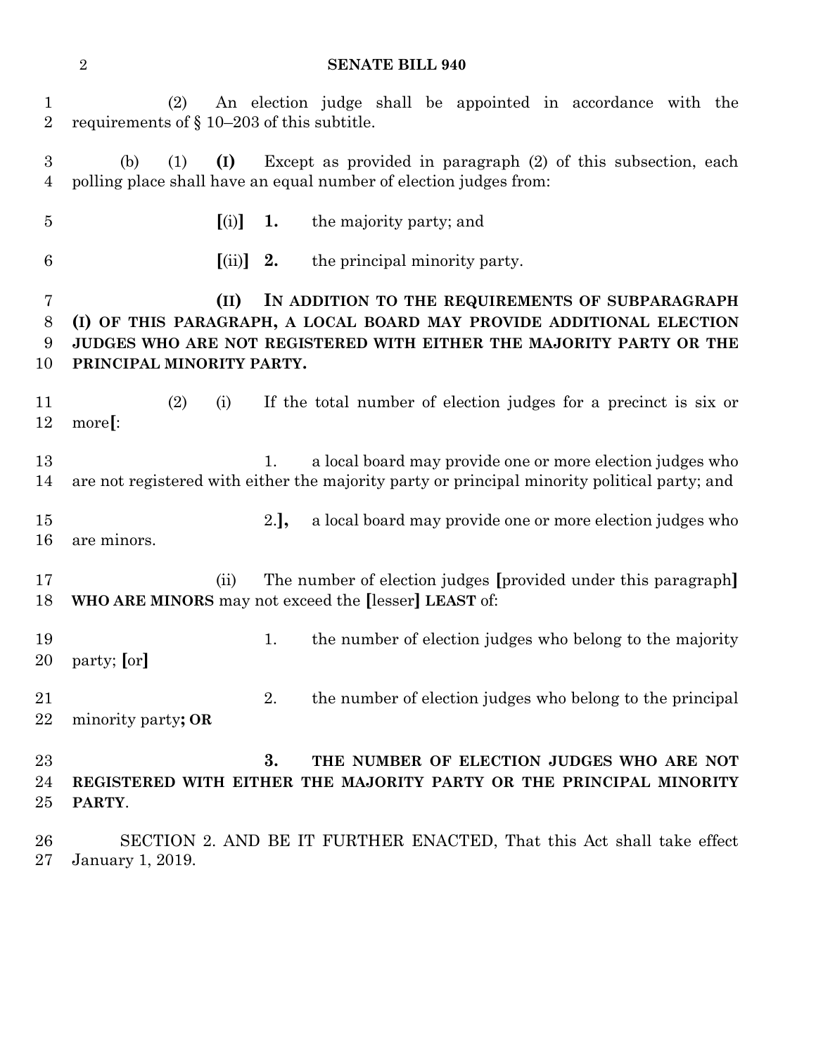(2) An election judge shall be appointed in accordance with the requirements of § 10–203 of this subtitle.

(b) (1) **(I)** Except as provided in paragraph (2) of this subsection, each polling place shall have an equal number of election judges from:

**[**(i)**]** **1.** the majority party; and

**[**(ii)**]** **2.** the principal minority party.

**(II) IN ADDITION TO THE REQUIREMENTS OF SUBPARAGRAPH (I) OF THIS PARAGRAPH, A LOCAL BOARD MAY PROVIDE ADDITIONAL ELECTION JUDGES WHO ARE NOT REGISTERED WITH EITHER THE MAJORITY PARTY OR THE PRINCIPAL MINORITY PARTY.**

(2) (i) If the total number of election judges for a precinct is six or more**[**:

1. a local board may provide one or more election judges who are not registered with either the majority party or principal minority political party; and

2.**],** a local board may provide one or more election judges who are minors.

(ii) The number of election judges **[**provided under this paragraph**]** **WHO ARE MINORS** may not exceed the **[**lesser**]** **LEAST** of:

1. the number of election judges who belong to the majority party; **[**or**]**

2. the number of election judges who belong to the principal minority party**; OR**

**3. THE NUMBER OF ELECTION JUDGES WHO ARE NOT REGISTERED WITH EITHER THE MAJORITY PARTY OR THE PRINCIPAL MINORITY PARTY**.

SECTION 2. AND BE IT FURTHER ENACTED, That this Act shall take effect January 1, 2019.